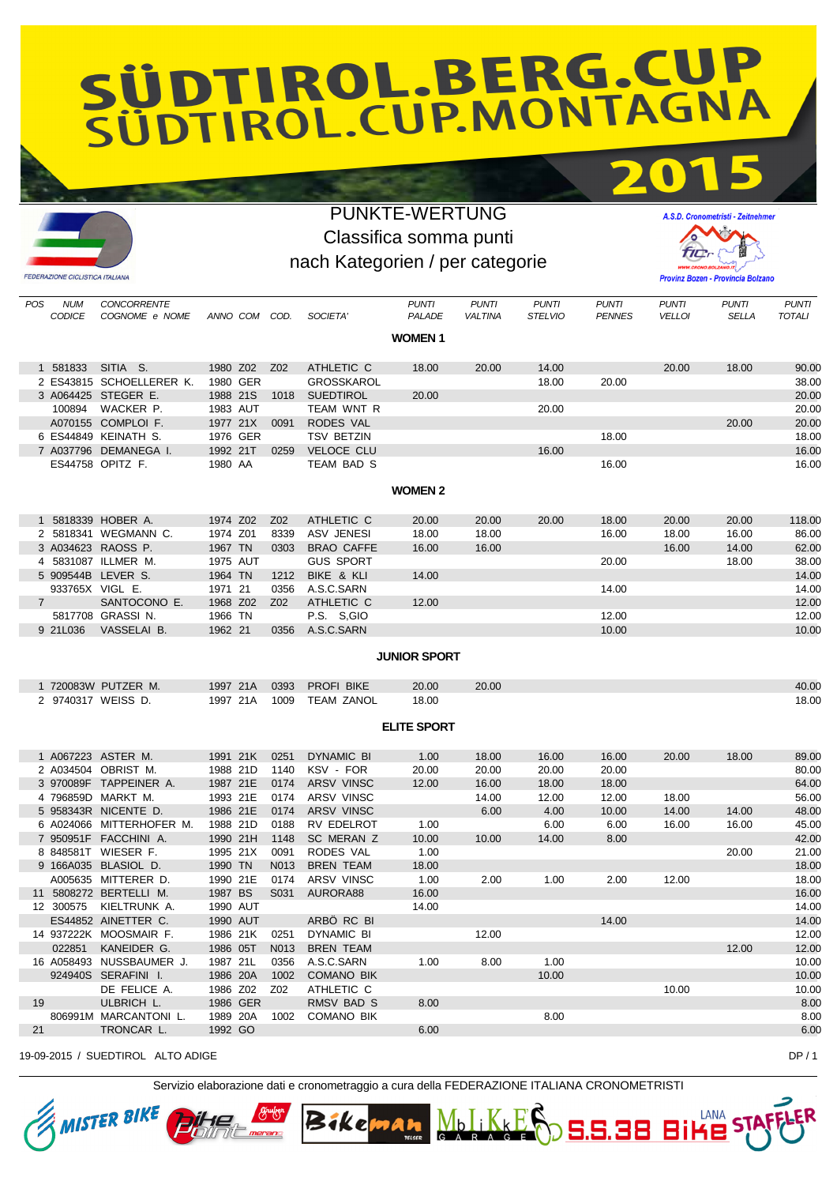# SÜDTIROL.BERG.CUP SÜDTIROL.CUP.MONTAGNA 2015

FEDERAZIONE CICLISTICA ITALIANA

## PUNKTE-WERTUNG
## Classifica somma punti
## nach Kategorien / per categorie

A.S.D. Cronometristi - Zeitnehmer
Provinz Bozen - Provincia Bolzano

| POS | NUM CODICE | CONCORRENTE COGNOME e NOME | ANNO | COM | COD. | SOCIETA' | PUNTI PALADE | PUNTI VALTINA | PUNTI STELVIO | PUNTI PENNES | PUNTI VELLOI | PUNTI SELLA | PUNTI TOTALI |
|---|---|---|---|---|---|---|---|---|---|---|---|---|---|
| | | **WOMEN 1** | | | | | | | | | | | |
| 1 | 581833 | SITIA S. | 1980 | Z02 | Z02 | ATHLETIC C | 18.00 | 20.00 | 14.00 | | 20.00 | 18.00 | 90.00 |
| 2 | ES43815 | SCHOELLERER K. | 1980 | GER | | GROSSKAROL | | | 18.00 | 20.00 | | | 38.00 |
| 3 | A064425 | STEGER E. | 1988 | 21S | 1018 | SUEDTIROL | 20.00 | | | | | | 20.00 |
| | 100894 | WACKER P. | 1983 | AUT | | TEAM WNT R | | | 20.00 | | | | 20.00 |
| | A070155 | COMPLOI F. | 1977 | 21X | 0091 | RODES VAL | | | | | | 20.00 | 20.00 |
| 6 | ES44849 | KEINATH S. | 1976 | GER | | TSV BETZIN | | | | 18.00 | | | 18.00 |
| 7 | A037796 | DEMANEGA I. | 1992 | 21T | 0259 | VELOCE CLU | | | 16.00 | | | | 16.00 |
| | ES44758 | OPITZ F. | 1980 | AA | | TEAM BAD S | | | | 16.00 | | | 16.00 |
| | | **WOMEN 2** | | | | | | | | | | | |
| 1 | 5818339 | HOBER A. | 1974 | Z02 | Z02 | ATHLETIC C | 20.00 | 20.00 | 20.00 | 18.00 | 20.00 | 20.00 | 118.00 |
| 2 | 5818341 | WEGMANN C. | 1974 | Z01 | 8339 | ASV JENESI | 18.00 | 18.00 | | 16.00 | 18.00 | 16.00 | 86.00 |
| 3 | A034623 | RAOSS P. | 1967 | TN | 0303 | BRAO CAFFE | 16.00 | 16.00 | | | 16.00 | 14.00 | 62.00 |
| 4 | 5831087 | ILLMER M. | 1975 | AUT | | GUS SPORT | | | | 20.00 | | 18.00 | 38.00 |
| 5 | 909544B | LEVER S. | 1964 | TN | 1212 | BIKE & KLI | 14.00 | | | | | | 14.00 |
| | 933765X | VIGL E. | 1971 | 21 | 0356 | A.S.C.SARN | | | | 14.00 | | | 14.00 |
| 7 | | SANTOCONO E. | 1968 | Z02 | Z02 | ATHLETIC C | 12.00 | | | | | | 12.00 |
| | 5817708 | GRASSI N. | 1966 | TN | | P.S. S,GIO | | | | 12.00 | | | 12.00 |
| 9 | 21L036 | VASSELAI B. | 1962 | 21 | 0356 | A.S.C.SARN | | | | 10.00 | | | 10.00 |
| | | **JUNIOR SPORT** | | | | | | | | | | | |
| 1 | 720083W | PUTZER M. | 1997 | 21A | 0393 | PROFI BIKE | 20.00 | 20.00 | | | | | 40.00 |
| 2 | 9740317 | WEISS D. | 1997 | 21A | 1009 | TEAM ZANOL | 18.00 | | | | | | 18.00 |
| | | **ELITE SPORT** | | | | | | | | | | | |
| 1 | A067223 | ASTER M. | 1991 | 21K | 0251 | DYNAMIC BI | 1.00 | 18.00 | 16.00 | 16.00 | 20.00 | 18.00 | 89.00 |
| 2 | A034504 | OBRIST M. | 1988 | 21D | 1140 | KSV - FOR | 20.00 | 20.00 | 20.00 | 20.00 | | | 80.00 |
| 3 | 970089F | TAPPEINER A. | 1987 | 21E | 0174 | ARSV VINSC | 12.00 | 16.00 | 18.00 | 18.00 | | | 64.00 |
| 4 | 796859D | MARKT M. | 1993 | 21E | 0174 | ARSV VINSC | | 14.00 | 12.00 | 12.00 | 18.00 | | 56.00 |
| 5 | 958343R | NICENTE D. | 1986 | 21E | 0174 | ARSV VINSC | | 6.00 | 4.00 | 10.00 | 14.00 | 14.00 | 48.00 |
| 6 | A024066 | MITTERHOFER M. | 1988 | 21D | 0188 | RV EDELROT | 1.00 | | 6.00 | 6.00 | 16.00 | 16.00 | 45.00 |
| 7 | 950951F | FACCHINI A. | 1990 | 21H | 1148 | SC MERAN Z | 10.00 | 10.00 | 14.00 | 8.00 | | | 42.00 |
| 8 | 848581T | WIESER F. | 1995 | 21X | 0091 | RODES VAL | 1.00 | | | | | 20.00 | 21.00 |
| 9 | 166A035 | BLASIOL D. | 1990 | TN | N013 | BREN TEAM | 18.00 | | | | | | 18.00 |
| | A005635 | MITTERER D. | 1990 | 21E | 0174 | ARSV VINSC | 1.00 | 2.00 | 1.00 | 2.00 | 12.00 | | 18.00 |
| 11 | 5808272 | BERTELLI M. | 1987 | BS | S031 | AURORA88 | 16.00 | | | | | | 16.00 |
| 12 | 300575 | KIELTRUNK A. | 1990 | AUT | | | 14.00 | | | | | | 14.00 |
| | ES44852 | AINETTER C. | 1990 | AUT | | ARBÖ RC BI | | | | 14.00 | | | 14.00 |
| 14 | 937222K | MOOSMAIR F. | 1986 | 21K | 0251 | DYNAMIC BI | | 12.00 | | | | | 12.00 |
| | 022851 | KANEIDER G. | 1986 | 05T | N013 | BREN TEAM | | | | | | 12.00 | 12.00 |
| 16 | A058493 | NUSSBAUMER J. | 1987 | 21L | 0356 | A.S.C.SARN | 1.00 | 8.00 | 1.00 | | | | 10.00 |
| | 924940S | SERAFINI I. | 1986 | 20A | 1002 | COMANO BIK | | | 10.00 | | | | 10.00 |
| | | DE FELICE A. | 1986 | Z02 | Z02 | ATHLETIC C | | | | | 10.00 | | 10.00 |
| 19 | | ULBRICH L. | 1986 | GER | | RMSV BAD S | 8.00 | | | | | | 8.00 |
| | 806991M | MARCANTONI L. | 1989 | 20A | 1002 | COMANO BIK | | | 8.00 | | | | 8.00 |
| 21 | | TRONCAR L. | 1992 | GO | | | 6.00 | | | | | | 6.00 |

19-09-2015 / SUEDTIROL ALTO ADIGE DP / 1

Servizio elaborazione dati e cronometraggio a cura della FEDERAZIONE ITALIANA CRONOMETRISTI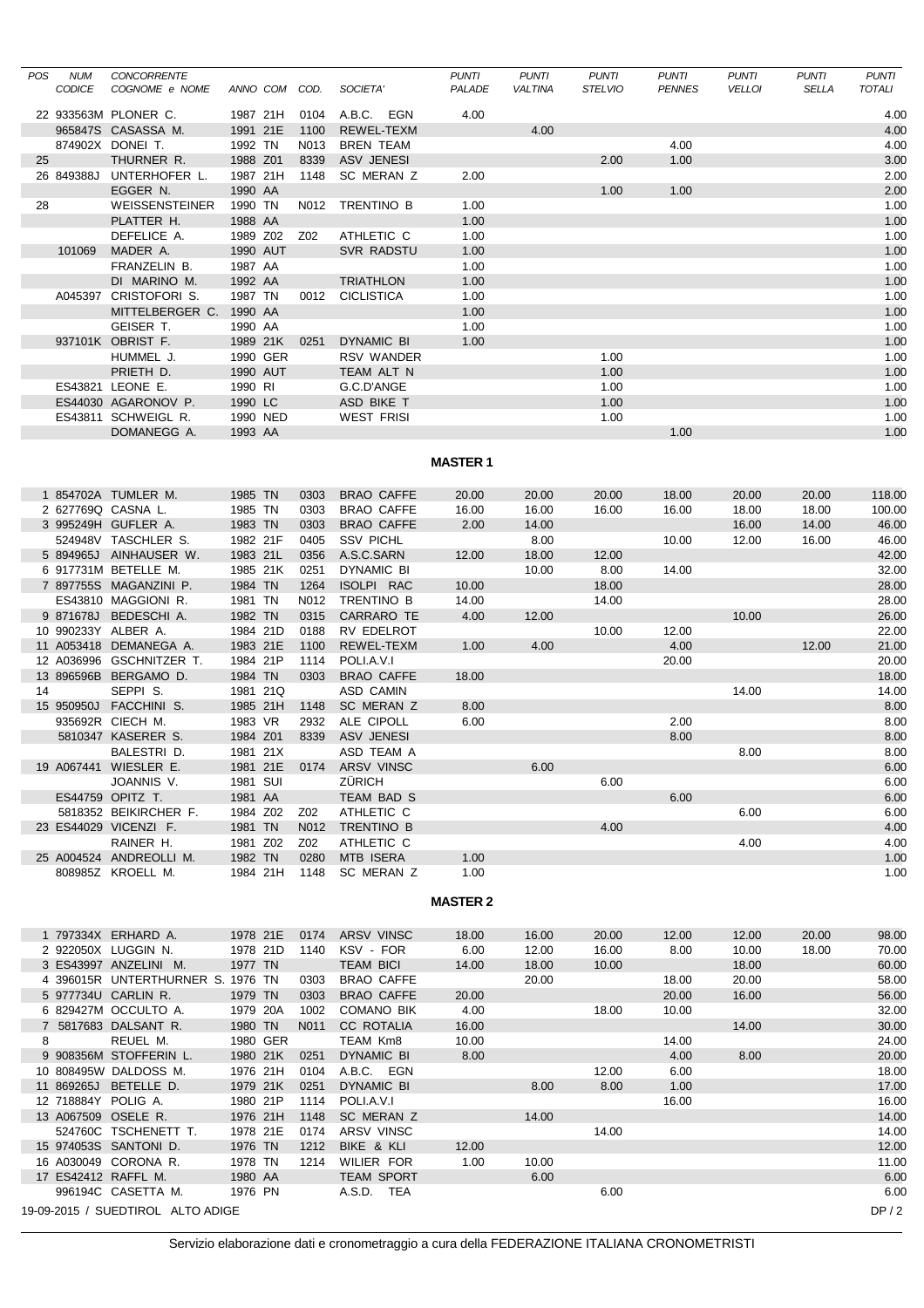| POS | NUM CODICE | CONCORRENTE COGNOME e NOME | ANNO | COM | COD. | SOCIETA' | PUNTI PALADE | PUNTI VALTINA | PUNTI STELVIO | PUNTI PENNES | PUNTI VELLOI | PUNTI SELLA | PUNTI TOTALI |
|---|---|---|---|---|---|---|---|---|---|---|---|---|---|
| 22 | 933563M | PLONER C. | 1987 | 21H | 0104 | A.B.C. EGN | 4.00 | | | | | | 4.00 |
| | 965847S | CASASSA M. | 1991 | 21E | 1100 | REWEL-TEXM | | 4.00 | | | | | 4.00 |
| | 874902X | DONEI T. | 1992 | TN | N013 | BREN TEAM | | | | 4.00 | | | 4.00 |
| 25 | | THURNER R. | 1988 | Z01 | 8339 | ASV JENESI | | | 2.00 | 1.00 | | | 3.00 |
| 26 | 849388J | UNTERHOFER L. | 1987 | 21H | 1148 | SC MERAN Z | 2.00 | | | | | | 2.00 |
| | | EGGER N. | 1990 | AA | | | | | 1.00 | 1.00 | | | 2.00 |
| 28 | | WEISSENSTEINER | 1990 | TN | N012 | TRENTINO B | 1.00 | | | | | | 1.00 |
| | | PLATTER H. | 1988 | AA | | | 1.00 | | | | | | 1.00 |
| | | DEFELICE A. | 1989 | Z02 | Z02 | ATHLETIC C | 1.00 | | | | | | 1.00 |
| | 101069 | MADER A. | 1990 | AUT | | SVR RADSTU | 1.00 | | | | | | 1.00 |
| | | FRANZELIN B. | 1987 | AA | | | 1.00 | | | | | | 1.00 |
| | | DI MARINO M. | 1992 | AA | | TRIATHLON | 1.00 | | | | | | 1.00 |
| | A045397 | CRISTOFORI S. | 1987 | TN | 0012 | CICLISTICA | 1.00 | | | | | | 1.00 |
| | | MITTELBERGER C. | 1990 | AA | | | 1.00 | | | | | | 1.00 |
| | | GEISER T. | 1990 | AA | | | 1.00 | | | | | | 1.00 |
| | 937101K | OBRIST F. | 1989 | 21K | 0251 | DYNAMIC BI | 1.00 | | | | | | 1.00 |
| | | HUMMEL J. | 1990 | GER | | RSV WANDER | | | 1.00 | | | | 1.00 |
| | | PRIETH D. | 1990 | AUT | | TEAM ALT N | | | 1.00 | | | | 1.00 |
| | ES43821 | LEONE E. | 1990 | RI | | G.C.D'ANGE | | | 1.00 | | | | 1.00 |
| | ES44030 | AGARONOV P. | 1990 | LC | | ASD BIKE T | | | 1.00 | | | | 1.00 |
| | ES43811 | SCHWEIGL R. | 1990 | NED | | WEST FRISI | | | 1.00 | | | | 1.00 |
| | | DOMANEGG A. | 1993 | AA | | | | | | 1.00 | | | 1.00 |

## MASTER 1

| POS | NUM CODICE | CONCORRENTE COGNOME e NOME | ANNO | COM | COD. | SOCIETA' | PUNTI PALADE | PUNTI VALTINA | PUNTI STELVIO | PUNTI PENNES | PUNTI VELLOI | PUNTI SELLA | PUNTI TOTALI |
|---|---|---|---|---|---|---|---|---|---|---|---|---|---|
| 1 | 854702A | TUMLER M. | 1985 | TN | 0303 | BRAO CAFFE | 20.00 | 20.00 | 20.00 | 18.00 | 20.00 | 20.00 | 118.00 |
| 2 | 627769Q | CASNA L. | 1985 | TN | 0303 | BRAO CAFFE | 16.00 | 16.00 | 16.00 | 16.00 | 18.00 | 18.00 | 100.00 |
| 3 | 995249H | GUFLER A. | 1983 | TN | 0303 | BRAO CAFFE | 2.00 | 14.00 | | | 16.00 | 14.00 | 46.00 |
| | 524948V | TASCHLER S. | 1982 | 21F | 0405 | SSV PICHL | | 8.00 | | 10.00 | 12.00 | 16.00 | 46.00 |
| 5 | 894965J | AINHAUSER W. | 1983 | 21L | 0356 | A.S.C.SARN | 12.00 | 18.00 | 12.00 | | | | 42.00 |
| 6 | 917731M | BETELLE M. | 1985 | 21K | 0251 | DYNAMIC BI | | 10.00 | 8.00 | 14.00 | | | 32.00 |
| 7 | 897755S | MAGANZINI P. | 1984 | TN | 1264 | ISOLPI RAC | 10.00 | | 18.00 | | | | 28.00 |
| | ES43810 | MAGGIONI R. | 1981 | TN | N012 | TRENTINO B | 14.00 | | 14.00 | | | | 28.00 |
| 9 | 871678J | BEDESCHI A. | 1982 | TN | 0315 | CARRARO TE | 4.00 | 12.00 | | | 10.00 | | 26.00 |
| 10 | 990233Y | ALBER A. | 1984 | 21D | 0188 | RV EDELROT | | | 10.00 | 12.00 | | | 22.00 |
| 11 | A053418 | DEMANEGA A. | 1983 | 21E | 1100 | REWEL-TEXM | 1.00 | 4.00 | | 4.00 | | 12.00 | 21.00 |
| 12 | A036996 | GSCHNITZER T. | 1984 | 21P | 1114 | POLI.A.V.I | | | | 20.00 | | | 20.00 |
| 13 | 896596B | BERGAMO D. | 1984 | TN | 0303 | BRAO CAFFE | 18.00 | | | | | | 18.00 |
| 14 | | SEPPI S. | 1981 | 21Q | | ASD CAMIN | | | | | 14.00 | | 14.00 |
| 15 | 950950J | FACCHINI S. | 1985 | 21H | 1148 | SC MERAN Z | 8.00 | | | | | | 8.00 |
| | 935692R | CIECH M. | 1983 | VR | 2932 | ALE CIPOLL | 6.00 | | | 2.00 | | | 8.00 |
| | 5810347 | KASERER S. | 1984 | Z01 | 8339 | ASV JENESI | | | | 8.00 | | | 8.00 |
| | | BALESTRI D. | 1981 | 21X | | ASD TEAM A | | | | | 8.00 | | 8.00 |
| 19 | A067441 | WIESLER E. | 1981 | 21E | 0174 | ARSV VINSC | | 6.00 | | | | | 6.00 |
| | | JOANNIS V. | 1981 | SUI | | ZÜRICH | | | 6.00 | | | | 6.00 |
| | ES44759 | OPITZ T. | 1981 | AA | | TEAM BAD S | | | | 6.00 | | | 6.00 |
| | 5818352 | BEIKIRCHER F. | 1984 | Z02 | Z02 | ATHLETIC C | | | | | 6.00 | | 6.00 |
| 23 | ES44029 | VICENZI F. | 1981 | TN | N012 | TRENTINO B | | | 4.00 | | | | 4.00 |
| | | RAINER H. | 1981 | Z02 | Z02 | ATHLETIC C | | | | | 4.00 | | 4.00 |
| 25 | A004524 | ANDREOLLI M. | 1982 | TN | 0280 | MTB ISERA | 1.00 | | | | | | 1.00 |
| | 808985Z | KROELL M. | 1984 | 21H | 1148 | SC MERAN Z | 1.00 | | | | | | 1.00 |

## MASTER 2

| POS | NUM CODICE | CONCORRENTE COGNOME e NOME | ANNO | COM | COD. | SOCIETA' | PUNTI PALADE | PUNTI VALTINA | PUNTI STELVIO | PUNTI PENNES | PUNTI VELLOI | PUNTI SELLA | PUNTI TOTALI |
|---|---|---|---|---|---|---|---|---|---|---|---|---|---|
| 1 | 797334X | ERHARD A. | 1978 | 21E | 0174 | ARSV VINSC | 18.00 | 16.00 | 20.00 | 12.00 | 12.00 | 20.00 | 98.00 |
| 2 | 922050X | LUGGIN N. | 1978 | 21D | 1140 | KSV - FOR | 6.00 | 12.00 | 16.00 | 8.00 | 10.00 | 18.00 | 70.00 |
| 3 | ES43997 | ANZELINI M. | 1977 | TN | | TEAM BICI | 14.00 | 18.00 | 10.00 | | 18.00 | | 60.00 |
| 4 | 396015R | UNTERTHURNER S. | 1976 | TN | 0303 | BRAO CAFFE | | 20.00 | | 18.00 | 20.00 | | 58.00 |
| 5 | 977734U | CARLIN R. | 1979 | TN | 0303 | BRAO CAFFE | 20.00 | | | 20.00 | 16.00 | | 56.00 |
| 6 | 829427M | OCCULTO A. | 1979 | 20A | 1002 | COMANO BIK | 4.00 | | 18.00 | 10.00 | | | 32.00 |
| 7 | 5817683 | DALSANT R. | 1980 | TN | N011 | CC ROTALIA | 16.00 | | | | 14.00 | | 30.00 |
| 8 | | REUEL M. | 1980 | GER | | TEAM Km8 | 10.00 | | | 14.00 | | | 24.00 |
| 9 | 908356M | STOFFERIN L. | 1980 | 21K | 0251 | DYNAMIC BI | 8.00 | | | 4.00 | 8.00 | | 20.00 |
| 10 | 808495W | DALDOSS M. | 1976 | 21H | 0104 | A.B.C. EGN | | | 12.00 | 6.00 | | | 18.00 |
| 11 | 869265J | BETELLE D. | 1979 | 21K | 0251 | DYNAMIC BI | | 8.00 | 8.00 | 1.00 | | | 17.00 |
| 12 | 718884Y | POLIG A. | 1980 | 21P | 1114 | POLI.A.V.I | | | | 16.00 | | | 16.00 |
| 13 | A067509 | OSELE R. | 1976 | 21H | 1148 | SC MERAN Z | | 14.00 | | | | | 14.00 |
| | 524760C | TSCHENETT T. | 1978 | 21E | 0174 | ARSV VINSC | | | 14.00 | | | | 14.00 |
| 15 | 974053S | SANTONI D. | 1976 | TN | 1212 | BIKE & KLI | 12.00 | | | | | | 12.00 |
| 16 | A030049 | CORONA R. | 1978 | TN | 1214 | WILIER FOR | 1.00 | 10.00 | | | | | 11.00 |
| 17 | ES42412 | RAFFL M. | 1980 | AA | | TEAM SPORT | | 6.00 | | | | | 6.00 |
| | 996194C | CASETTA M. | 1976 | PN | | A.S.D. TEA | | | 6.00 | | | | 6.00 |

19-09-2015 / SUEDTIROL ALTO ADIGE

Servizio elaborazione dati e cronometraggio a cura della FEDERAZIONE ITALIANA CRONOMETRISTI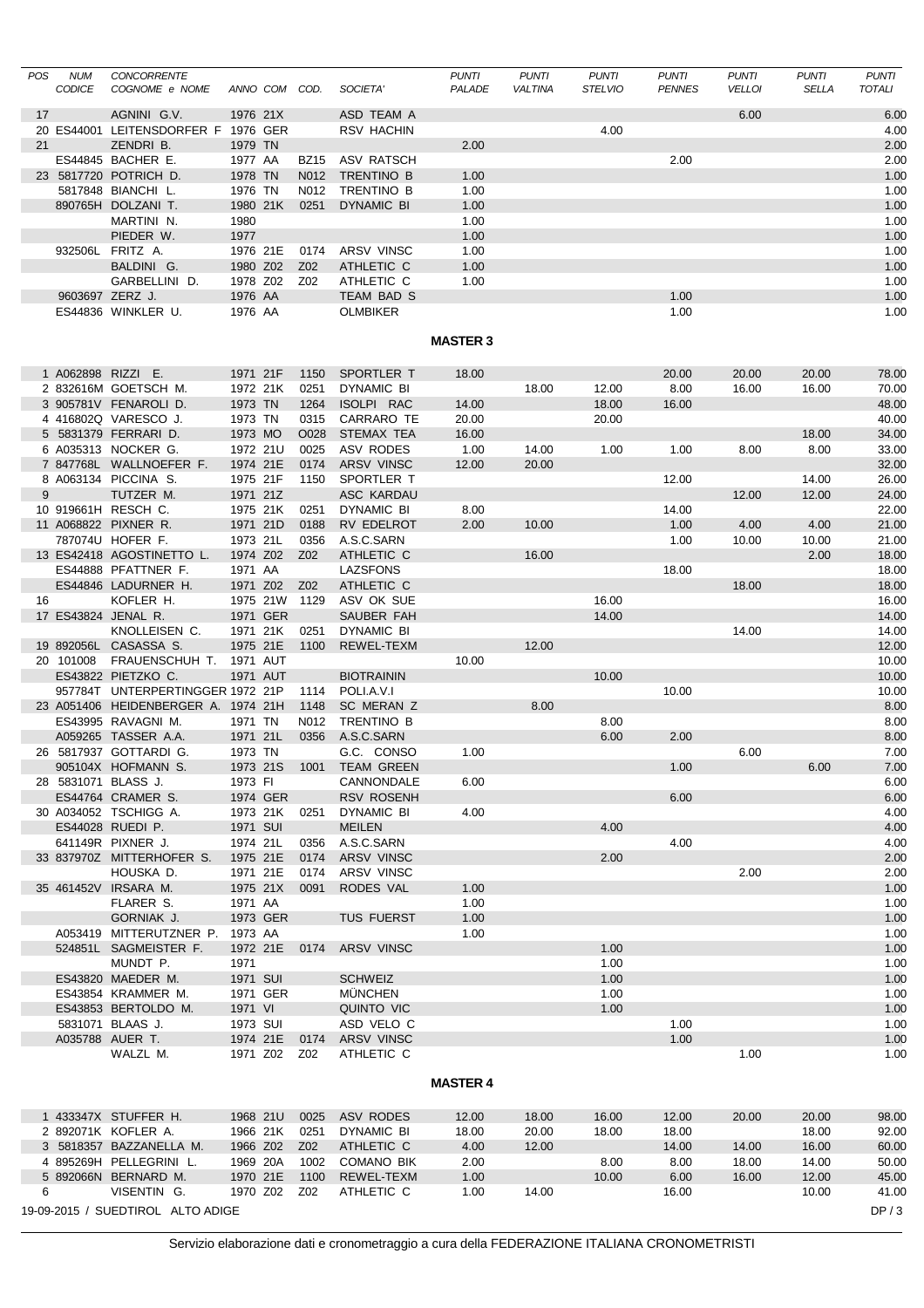| POS | NUM CODICE | CONCORRENTE COGNOME e NOME | ANNO | COM | COD. | SOCIETA' | PUNTI PALADE | PUNTI VALTINA | PUNTI STELVIO | PUNTI PENNES | PUNTI VELLOI | PUNTI SELLA | PUNTI TOTALI |
|---|---|---|---|---|---|---|---|---|---|---|---|---|---|
| 17 | | AGNINI G.V. | 1976 | 21X | | ASD TEAM A | | | | | 6.00 | | 6.00 |
| 20 | ES44001 | LEITENSDORFER F | 1976 | GER | | RSV HACHIN | | | 4.00 | | | | 4.00 |
| 21 | | ZENDRI B. | 1979 | TN | | | 2.00 | | | | | | 2.00 |
| | ES44845 | BACHER E. | 1977 | AA | BZ15 | ASV RATSCH | | | | 2.00 | | | 2.00 |
| 23 | 5817720 | POTRICH D. | 1978 | TN | N012 | TRENTINO B | 1.00 | | | | | | 1.00 |
| | 5817848 | BIANCHI L. | 1976 | TN | N012 | TRENTINO B | 1.00 | | | | | | 1.00 |
| | 890765H | DOLZANI T. | 1980 | 21K | 0251 | DYNAMIC BI | 1.00 | | | | | | 1.00 |
| | | MARTINI N. | 1980 | | | | 1.00 | | | | | | 1.00 |
| | | PIEDER W. | 1977 | | | | 1.00 | | | | | | 1.00 |
| | 932506L | FRITZ A. | 1976 | 21E | 0174 | ARSV VINSC | 1.00 | | | | | | 1.00 |
| | | BALDINI G. | 1980 | Z02 | Z02 | ATHLETIC C | 1.00 | | | | | | 1.00 |
| | | GARBELLINI D. | 1978 | Z02 | Z02 | ATHLETIC C | 1.00 | | | | | | 1.00 |
| | 9603697 | ZERZ J. | 1976 | AA | | TEAM BAD S | | | | 1.00 | | | 1.00 |
| | ES44836 | WINKLER U. | 1976 | AA | | OLMBIKER | | | | 1.00 | | | 1.00 |

## MASTER 3

| POS | NUM CODICE | CONCORRENTE COGNOME e NOME | ANNO | COM | COD. | SOCIETA' | PUNTI PALADE | PUNTI VALTINA | PUNTI STELVIO | PUNTI PENNES | PUNTI VELLOI | PUNTI SELLA | PUNTI TOTALI |
|---|---|---|---|---|---|---|---|---|---|---|---|---|---|
| 1 | A062898 | RIZZI E. | 1971 | 21F | 1150 | SPORTLER T | 18.00 | | | 20.00 | 20.00 | 20.00 | 78.00 |
| 2 | 832616M | GOETSCH M. | 1972 | 21K | 0251 | DYNAMIC BI | | 18.00 | 12.00 | 8.00 | 16.00 | 16.00 | 70.00 |
| 3 | 905781V | FENAROLI D. | 1973 | TN | 1264 | ISOLPI RAC | 14.00 | | 18.00 | 16.00 | | | 48.00 |
| 4 | 416802Q | VARESCO J. | 1973 | TN | 0315 | CARRARO TE | 20.00 | | 20.00 | | | | 40.00 |
| 5 | 5831379 | FERRARI D. | 1973 | MO | O028 | STEMAX TEA | 16.00 | | | | | 18.00 | 34.00 |
| 6 | A035313 | NOCKER G. | 1972 | 21U | 0025 | ASV RODES | 1.00 | 14.00 | 1.00 | 1.00 | 8.00 | 8.00 | 33.00 |
| 7 | 847768L | WALLNOEFER F. | 1974 | 21E | 0174 | ARSV VINSC | 12.00 | 20.00 | | | | | 32.00 |
| 8 | A063134 | PICCINA S. | 1975 | 21F | 1150 | SPORTLER T | | | | 12.00 | | 14.00 | 26.00 |
| 9 | | TUTZER M. | 1971 | 21Z | | ASC KARDAU | | | | | 12.00 | 12.00 | 24.00 |
| 10 | 919661H | RESCH C. | 1975 | 21K | 0251 | DYNAMIC BI | 8.00 | | | 14.00 | | | 22.00 |
| 11 | A068822 | PIXNER R. | 1971 | 21D | 0188 | RV EDELROT | 2.00 | 10.00 | | 1.00 | 4.00 | 4.00 | 21.00 |
| | 787074U | HOFER F. | 1973 | 21L | 0356 | A.S.C.SARN | | | | 1.00 | 10.00 | 10.00 | 21.00 |
| 13 | ES42418 | AGOSTINETTO L. | 1974 | Z02 | Z02 | ATHLETIC C | | 16.00 | | | | 2.00 | 18.00 |
| | ES44888 | PFATTNER F. | 1971 | AA | | LAZSFONS | | | | 18.00 | | | 18.00 |
| | ES44846 | LADURNER H. | 1971 | Z02 | Z02 | ATHLETIC C | | | | | 18.00 | | 18.00 |
| 16 | | KOFLER H. | 1975 | 21W | 1129 | ASV OK SUE | | | 16.00 | | | | 16.00 |
| 17 | ES43824 | JENAL R. | 1971 | GER | | SAUBER FAH | | | 14.00 | | | | 14.00 |
| | | KNOLLEISEN C. | 1971 | 21K | 0251 | DYNAMIC BI | | | | | 14.00 | | 14.00 |
| 19 | 892056L | CASASSA S. | 1975 | 21E | 1100 | REWEL-TEXM | | 12.00 | | | | | 12.00 |
| 20 | 101008 | FRAUENSCHUH T. | 1971 | AUT | | | 10.00 | | | | | | 10.00 |
| | ES43822 | PIETZKO C. | 1971 | AUT | | BIOTRAININ | | | 10.00 | | | | 10.00 |
| | 957784T | UNTERPERTINGGER | 1972 | 21P | 1114 | POLI.A.V.I | | | | 10.00 | | | 10.00 |
| 23 | A051406 | HEIDENBERGER A. | 1974 | 21H | 1148 | SC MERAN Z | | 8.00 | | | | | 8.00 |
| | ES43995 | RAVAGNI M. | 1971 | TN | N012 | TRENTINO B | | | 8.00 | | | | 8.00 |
| | A059265 | TASSER A.A. | 1971 | 21L | 0356 | A.S.C.SARN | | | 6.00 | 2.00 | | | 8.00 |
| 26 | 5817937 | GOTTARDI G. | 1973 | TN | | G.C. CONSO | 1.00 | | | | 6.00 | | 7.00 |
| | 905104X | HOFMANN S. | 1973 | 21S | 1001 | TEAM GREEN | | | | 1.00 | | 6.00 | 7.00 |
| 28 | 5831071 | BLASS J. | 1973 | FI | | CANNONDALE | 6.00 | | | | | | 6.00 |
| | ES44764 | CRAMER S. | 1974 | GER | | RSV ROSENH | | | | 6.00 | | | 6.00 |
| 30 | A034052 | TSCHIGG A. | 1973 | 21K | 0251 | DYNAMIC BI | 4.00 | | | | | | 4.00 |
| | ES44028 | RUEDI P. | 1971 | SUI | | MEILEN | | | 4.00 | | | | 4.00 |
| | 641149R | PIXNER J. | 1974 | 21L | 0356 | A.S.C.SARN | | | | 4.00 | | | 4.00 |
| 33 | 837970Z | MITTERHOFER S. | 1975 | 21E | 0174 | ARSV VINSC | | | 2.00 | | | | 2.00 |
| | | HOUSKA D. | 1971 | 21E | 0174 | ARSV VINSC | | | | | 2.00 | | 2.00 |
| 35 | 461452V | IRSARA M. | 1975 | 21X | 0091 | RODES VAL | 1.00 | | | | | | 1.00 |
| | | FLARER S. | 1971 | AA | | | 1.00 | | | | | | 1.00 |
| | | GORNIAK J. | 1973 | GER | | TUS FUERST | 1.00 | | | | | | 1.00 |
| | A053419 | MITTERUTZNER P. | 1973 | AA | | | 1.00 | | | | | | 1.00 |
| | 524851L | SAGMEISTER F. | 1972 | 21E | 0174 | ARSV VINSC | | | 1.00 | | | | 1.00 |
| | | MUNDT P. | 1971 | | | | | | 1.00 | | | | 1.00 |
| | ES43820 | MAEDER M. | 1971 | SUI | | SCHWEIZ | | | 1.00 | | | | 1.00 |
| | ES43854 | KRAMMER M. | 1971 | GER | | MÜNCHEN | | | 1.00 | | | | 1.00 |
| | ES43853 | BERTOLDO M. | 1971 | VI | | QUINTO VIC | | | 1.00 | | | | 1.00 |
| | 5831071 | BLAAS J. | 1973 | SUI | | ASD VELO C | | | | 1.00 | | | 1.00 |
| | A035788 | AUER T. | 1974 | 21E | 0174 | ARSV VINSC | | | | 1.00 | | | 1.00 |
| | | WALZL M. | 1971 | Z02 | Z02 | ATHLETIC C | | | | | 1.00 | | 1.00 |

## MASTER 4

| POS | NUM CODICE | CONCORRENTE COGNOME e NOME | ANNO | COM | COD. | SOCIETA' | PUNTI PALADE | PUNTI VALTINA | PUNTI STELVIO | PUNTI PENNES | PUNTI VELLOI | PUNTI SELLA | PUNTI TOTALI |
|---|---|---|---|---|---|---|---|---|---|---|---|---|---|
| 1 | 433347X | STUFFER H. | 1968 | 21U | 0025 | ASV RODES | 12.00 | 18.00 | 16.00 | 12.00 | 20.00 | 20.00 | 98.00 |
| 2 | 892071K | KOFLER A. | 1966 | 21K | 0251 | DYNAMIC BI | 18.00 | 20.00 | 18.00 | 18.00 | | 18.00 | 92.00 |
| 3 | 5818357 | BAZZANELLA M. | 1966 | Z02 | Z02 | ATHLETIC C | 4.00 | 12.00 | | 14.00 | 14.00 | 16.00 | 60.00 |
| 4 | 895269H | PELLEGRINI L. | 1969 | 20A | 1002 | COMANO BIK | 2.00 | | 8.00 | 8.00 | 18.00 | 14.00 | 50.00 |
| 5 | 892066N | BERNARD M. | 1970 | 21E | 1100 | REWEL-TEXM | 1.00 | | 10.00 | 6.00 | 16.00 | 12.00 | 45.00 |
| 6 | | VISENTIN G. | 1970 | Z02 | Z02 | ATHLETIC C | 1.00 | 14.00 | | 16.00 | | 10.00 | 41.00 |

19-09-2015 / SUEDTIROL ALTO ADIGE

Servizio elaborazione dati e cronometraggio a cura della FEDERAZIONE ITALIANA CRONOMETRISTI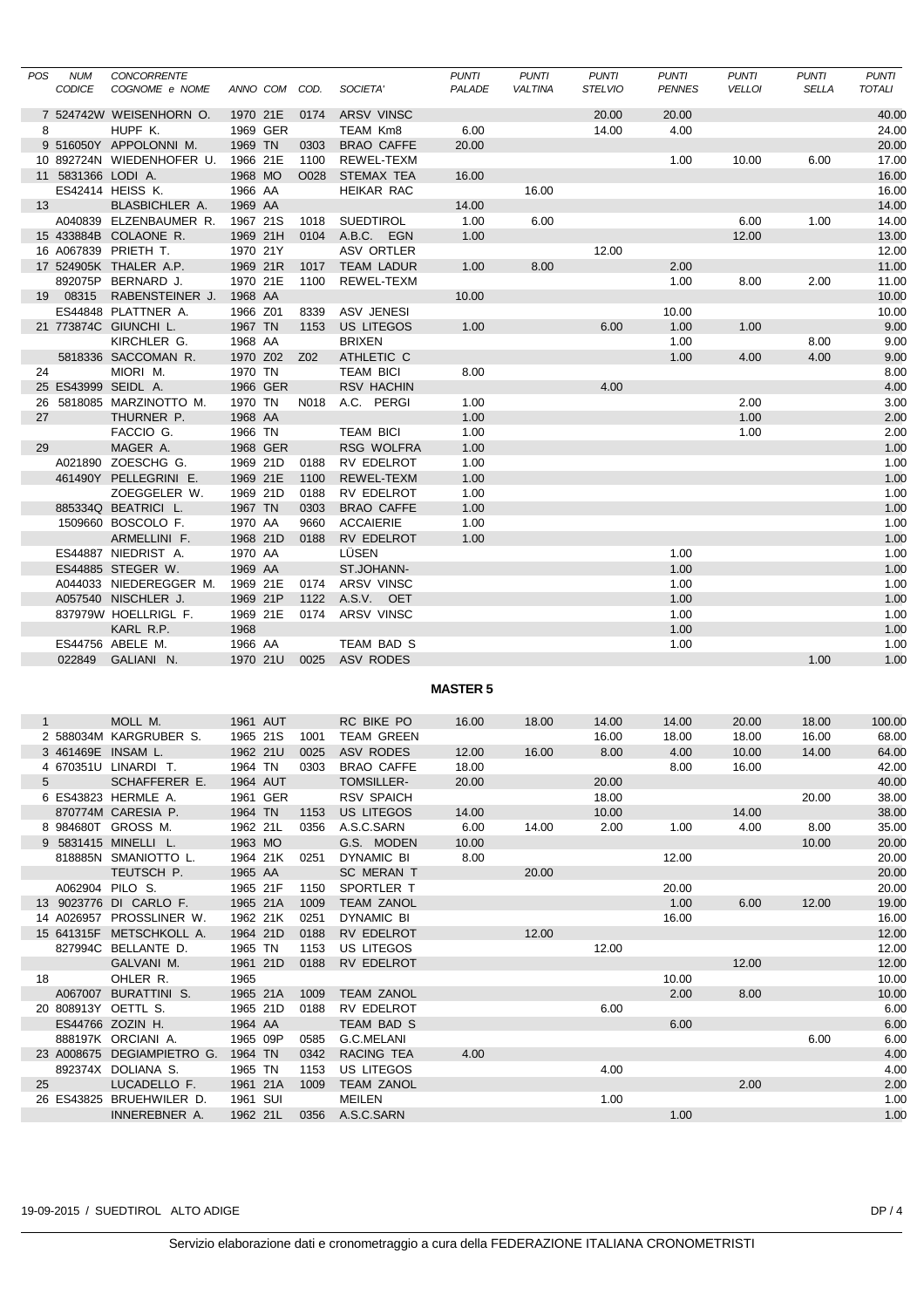| POS | NUM CODICE | CONCORRENTE COGNOME e NOME | ANNO | COM | COD. | SOCIETA' | PUNTI PALADE | PUNTI VALTINA | PUNTI STELVIO | PUNTI PENNES | PUNTI VELLOI | PUNTI SELLA | PUNTI TOTALI |
|---|---|---|---|---|---|---|---|---|---|---|---|---|---|
| 7 | 524742W | WEISENHORN O. | 1970 | 21E | 0174 | ARSV VINSC | | | 20.00 | 20.00 | | | 40.00 |
| 8 | | HUPF K. | 1969 | GER | | TEAM Km8 | 6.00 | | 14.00 | 4.00 | | | 24.00 |
| 9 | 516050Y | APPOLONNI M. | 1969 | TN | 0303 | BRAO CAFFE | 20.00 | | | | | | 20.00 |
| 10 | 892724N | WIEDENHOFER U. | 1966 | 21E | 1100 | REWEL-TEXM | | | | 1.00 | 10.00 | 6.00 | 17.00 |
| 11 | 5831366 | LODI A. | 1968 | MO | O028 | STEMAX TEA | 16.00 | | | | | | 16.00 |
| | ES42414 | HEISS K. | 1966 | AA | | HEIKAR RAC | | 16.00 | | | | | 16.00 |
| 13 | | BLASBICHLER A. | 1969 | AA | | | 14.00 | | | | | | 14.00 |
| | A040839 | ELZENBAUMER R. | 1967 | 21S | 1018 | SUEDTIROL | 1.00 | 6.00 | | | 6.00 | 1.00 | 14.00 |
| 15 | 433884B | COLAONE R. | 1969 | 21H | 0104 | A.B.C. EGN | 1.00 | | | | 12.00 | | 13.00 |
| 16 | A067839 | PRIETH T. | 1970 | 21Y | | ASV ORTLER | | | 12.00 | | | | 12.00 |
| 17 | 524905K | THALER A.P. | 1969 | 21R | 1017 | TEAM LADUR | 1.00 | 8.00 | | 2.00 | | | 11.00 |
| | 892075P | BERNARD J. | 1970 | 21E | 1100 | REWEL-TEXM | | | | 1.00 | 8.00 | 2.00 | 11.00 |
| 19 | 08315 | RABENSTEINER J. | 1968 | AA | | | 10.00 | | | | | | 10.00 |
| | ES44848 | PLATTNER A. | 1966 | Z01 | 8339 | ASV JENESI | | | | 10.00 | | | 10.00 |
| 21 | 773874C | GIUNCHI L. | 1967 | TN | 1153 | US LITEGOS | 1.00 | | 6.00 | 1.00 | 1.00 | | 9.00 |
| | | KIRCHLER G. | 1968 | AA | | BRIXEN | | | | 1.00 | | 8.00 | 9.00 |
| | 5818336 | SACCOMAN R. | 1970 | Z02 | Z02 | ATHLETIC C | | | | 1.00 | 4.00 | 4.00 | 9.00 |
| 24 | | MIORI M. | 1970 | TN | | TEAM BICI | 8.00 | | | | | | 8.00 |
| 25 | ES43999 | SEIDL A. | 1966 | GER | | RSV HACHIN | | | 4.00 | | | | 4.00 |
| 26 | 5818085 | MARZINOTTO M. | 1970 | TN | N018 | A.C. PERGI | 1.00 | | | | 2.00 | | 3.00 |
| 27 | | THURNER P. | 1968 | AA | | | 1.00 | | | | 1.00 | | 2.00 |
| | | FACCIO G. | 1966 | TN | | TEAM BICI | 1.00 | | | | 1.00 | | 2.00 |
| 29 | | MAGER A. | 1968 | GER | | RSG WOLFRA | 1.00 | | | | | | 1.00 |
| | A021890 | ZOESCHG G. | 1969 | 21D | 0188 | RV EDELROT | 1.00 | | | | | | 1.00 |
| | 461490Y | PELLEGRINI E. | 1969 | 21E | 1100 | REWEL-TEXM | 1.00 | | | | | | 1.00 |
| | | ZOEGGELER W. | 1969 | 21D | 0188 | RV EDELROT | 1.00 | | | | | | 1.00 |
| | 885334Q | BEATRICI L. | 1967 | TN | 0303 | BRAO CAFFE | 1.00 | | | | | | 1.00 |
| | 1509660 | BOSCOLO F. | 1970 | AA | 9660 | ACCAIERIE | 1.00 | | | | | | 1.00 |
| | | ARMELLINI F. | 1968 | 21D | 0188 | RV EDELROT | 1.00 | | | | | | 1.00 |
| | ES44887 | NIEDRIST A. | 1970 | AA | | LÜSEN | | | | 1.00 | | | 1.00 |
| | ES44885 | STEGER W. | 1969 | AA | | ST.JOHANN- | | | | 1.00 | | | 1.00 |
| | A044033 | NIEDEREGGER M. | 1969 | 21E | 0174 | ARSV VINSC | | | | 1.00 | | | 1.00 |
| | A057540 | NISCHLER J. | 1969 | 21P | 1122 | A.S.V. OET | | | | 1.00 | | | 1.00 |
| | 837979W | HOELLRIGL F. | 1969 | 21E | 0174 | ARSV VINSC | | | | 1.00 | | | 1.00 |
| | | KARL R.P. | 1968 | | | | | | | 1.00 | | | 1.00 |
| | ES44756 | ABELE M. | 1966 | AA | | TEAM BAD S | | | | 1.00 | | | 1.00 |
| | 022849 | GALIANI N. | 1970 | 21U | 0025 | ASV RODES | | | | | | 1.00 | 1.00 |

**MASTER 5**

| POS | NUM CODICE | CONCORRENTE COGNOME e NOME | ANNO | COM | COD. | SOCIETA' | PUNTI PALADE | PUNTI VALTINA | PUNTI STELVIO | PUNTI PENNES | PUNTI VELLOI | PUNTI SELLA | PUNTI TOTALI |
|---|---|---|---|---|---|---|---|---|---|---|---|---|---|
| 1 | | MOLL M. | 1961 | AUT | | RC BIKE PO | 16.00 | 18.00 | 14.00 | 14.00 | 20.00 | 18.00 | 100.00 |
| 2 | 588034M | KARGRUBER S. | 1965 | 21S | 1001 | TEAM GREEN | | | 16.00 | 18.00 | 18.00 | 16.00 | 68.00 |
| 3 | 461469E | INSAM L. | 1962 | 21U | 0025 | ASV RODES | 12.00 | 16.00 | 8.00 | 4.00 | 10.00 | 14.00 | 64.00 |
| 4 | 670351U | LINARDI T. | 1964 | TN | 0303 | BRAO CAFFE | 18.00 | | | 8.00 | 16.00 | | 42.00 |
| 5 | | SCHAFFERER E. | 1964 | AUT | | TOMSILLER- | 20.00 | | 20.00 | | | | 40.00 |
| 6 | ES43823 | HERMLE A. | 1961 | GER | | RSV SPAICH | | | 18.00 | | | 20.00 | 38.00 |
| | 870774M | CARESIA P. | 1964 | TN | 1153 | US LITEGOS | 14.00 | | 10.00 | | 14.00 | | 38.00 |
| 8 | 984680T | GROSS M. | 1962 | 21L | 0356 | A.S.C.SARN | 6.00 | 14.00 | 2.00 | 1.00 | 4.00 | 8.00 | 35.00 |
| 9 | 5831415 | MINELLI L. | 1963 | MO | | G.S. MODEN | 10.00 | | | | | 10.00 | 20.00 |
| | 818885N | SMANIOTTO L. | 1964 | 21K | 0251 | DYNAMIC BI | 8.00 | | | 12.00 | | | 20.00 |
| | | TEUTSCH P. | 1965 | AA | | SC MERAN T | | 20.00 | | | | | 20.00 |
| | A062904 | PILO S. | 1965 | 21F | 1150 | SPORTLER T | | | | 20.00 | | | 20.00 |
| 13 | 9023776 | DI CARLO F. | 1965 | 21A | 1009 | TEAM ZANOL | | | | 1.00 | 6.00 | 12.00 | 19.00 |
| 14 | A026957 | PROSSLINER W. | 1962 | 21K | 0251 | DYNAMIC BI | | | | 16.00 | | | 16.00 |
| 15 | 641315F | METSCHKOLL A. | 1964 | 21D | 0188 | RV EDELROT | | 12.00 | | | | | 12.00 |
| | 827994C | BELLANTE D. | 1965 | TN | 1153 | US LITEGOS | | | 12.00 | | | | 12.00 |
| | | GALVANI M. | 1961 | 21D | 0188 | RV EDELROT | | | | | 12.00 | | 12.00 |
| 18 | | OHLER R. | 1965 | | | | | | | 10.00 | | | 10.00 |
| | A067007 | BURATTINI S. | 1965 | 21A | 1009 | TEAM ZANOL | | | | 2.00 | 8.00 | | 10.00 |
| 20 | 808913Y | OETTL S. | 1965 | 21D | 0188 | RV EDELROT | | | 6.00 | | | | 6.00 |
| | ES44766 | ZOZIN H. | 1964 | AA | | TEAM BAD S | | | | 6.00 | | | 6.00 |
| | 888197K | ORCIANI A. | 1965 | 09P | 0585 | G.C.MELANI | | | | | | 6.00 | 6.00 |
| 23 | A008675 | DEGIAMPIETRO G. | 1964 | TN | 0342 | RACING TEA | 4.00 | | | | | | 4.00 |
| | 892374X | DOLIANA S. | 1965 | TN | 1153 | US LITEGOS | | | 4.00 | | | | 4.00 |
| 25 | | LUCADELLO F. | 1961 | 21A | 1009 | TEAM ZANOL | | | | | 2.00 | | 2.00 |
| 26 | ES43825 | BRUEHWILER D. | 1961 | SUI | | MEILEN | | | 1.00 | | | | 1.00 |
| | | INNEREBNER A. | 1962 | 21L | 0356 | A.S.C.SARN | | | | 1.00 | | | 1.00 |

19-09-2015 / SUEDTIROL ALTO ADIGE

Servizio elaborazione dati e cronometraggio a cura della FEDERAZIONE ITALIANA CRONOMETRISTI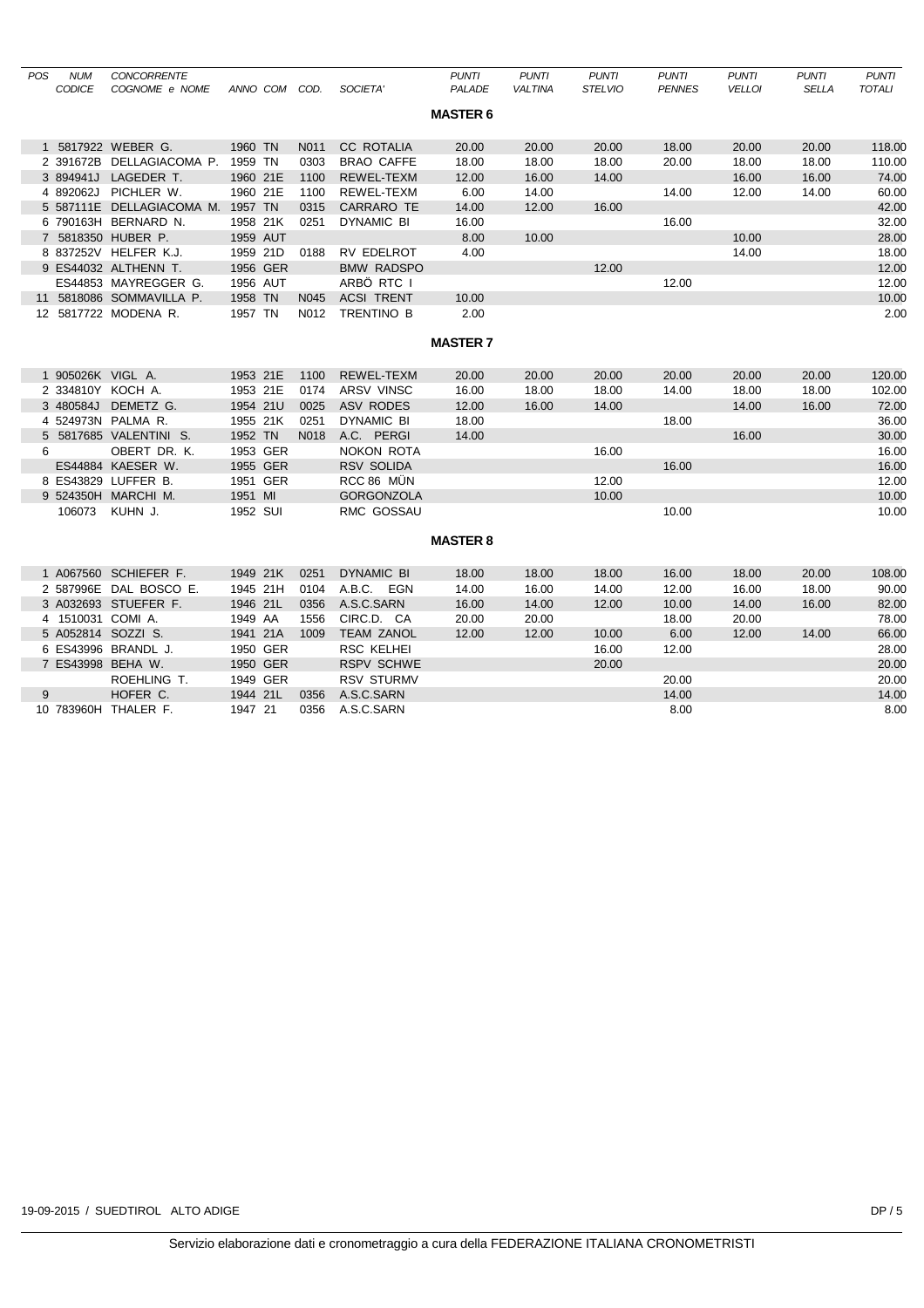| POS | NUM CODICE | CONCORRENTE COGNOME e NOME | ANNO | COM | COD. | SOCIETA' | PUNTI PALADE | PUNTI VALTINA | PUNTI STELVIO | PUNTI PENNES | PUNTI VELLOI | PUNTI SELLA | PUNTI TOTALI |
|---|---|---|---|---|---|---|---|---|---|---|---|---|---|
| | | | | | | **MASTER 6** | | | | | | | |
| 1 | 5817922 | WEBER G. | 1960 | TN | N011 | CC ROTALIA | 20.00 | 20.00 | 20.00 | 18.00 | 20.00 | 20.00 | 118.00 |
| 2 | 391672B | DELLAGIACOMA P. | 1959 | TN | 0303 | BRAO CAFFE | 18.00 | 18.00 | 18.00 | 20.00 | 18.00 | 18.00 | 110.00 |
| 3 | 894941J | LAGEDER T. | 1960 | 21E | 1100 | REWEL-TEXM | 12.00 | 16.00 | 14.00 | | 16.00 | 16.00 | 74.00 |
| 4 | 892062J | PICHLER W. | 1960 | 21E | 1100 | REWEL-TEXM | 6.00 | 14.00 | | 14.00 | 12.00 | 14.00 | 60.00 |
| 5 | 587111E | DELLAGIACOMA M. | 1957 | TN | 0315 | CARRARO TE | 14.00 | 12.00 | 16.00 | | | | 42.00 |
| 6 | 790163H | BERNARD N. | 1958 | 21K | 0251 | DYNAMIC BI | 16.00 | | | 16.00 | | | 32.00 |
| 7 | 5818350 | HUBER P. | 1959 | AUT | | | 8.00 | 10.00 | | | 10.00 | | 28.00 |
| 8 | 837252V | HELFER K.J. | 1959 | 21D | 0188 | RV EDELROT | 4.00 | | | | 14.00 | | 18.00 |
| 9 | ES44032 | ALTHENN T. | 1956 | GER | | BMW RADSPO | | | 12.00 | | | | 12.00 |
| | ES44853 | MAYREGGER G. | 1956 | AUT | | ARBÖ RTC I | | | | 12.00 | | | 12.00 |
| 11 | 5818086 | SOMMAVILLA P. | 1958 | TN | N045 | ACSI TRENT | 10.00 | | | | | | 10.00 |
| 12 | 5817722 | MODENA R. | 1957 | TN | N012 | TRENTINO B | 2.00 | | | | | | 2.00 |
| | | | | | | **MASTER 7** | | | | | | | |
| 1 | 905026K | VIGL A. | 1953 | 21E | 1100 | REWEL-TEXM | 20.00 | 20.00 | 20.00 | 20.00 | 20.00 | 20.00 | 120.00 |
| 2 | 334810Y | KOCH A. | 1953 | 21E | 0174 | ARSV VINSC | 16.00 | 18.00 | 18.00 | 14.00 | 18.00 | 18.00 | 102.00 |
| 3 | 480584J | DEMETZ G. | 1954 | 21U | 0025 | ASV RODES | 12.00 | 16.00 | 14.00 | | 14.00 | 16.00 | 72.00 |
| 4 | 524973N | PALMA R. | 1955 | 21K | 0251 | DYNAMIC BI | 18.00 | | | 18.00 | | | 36.00 |
| 5 | 5817685 | VALENTINI S. | 1952 | TN | N018 | A.C. PERGI | 14.00 | | | | 16.00 | | 30.00 |
| 6 | | OBERT DR. K. | 1953 | GER | | NOKON ROTA | | | 16.00 | | | | 16.00 |
| | ES44884 | KAESER W. | 1955 | GER | | RSV SOLIDA | | | | 16.00 | | | 16.00 |
| 8 | ES43829 | LUFFER B. | 1951 | GER | | RCC 86 MÜN | | | 12.00 | | | | 12.00 |
| 9 | 524350H | MARCHI M. | 1951 | MI | | GORGONZOLA | | | 10.00 | | | | 10.00 |
| | 106073 | KUHN J. | 1952 | SUI | | RMC GOSSAU | | | | 10.00 | | | 10.00 |
| | | | | | | **MASTER 8** | | | | | | | |
| 1 | A067560 | SCHIEFER F. | 1949 | 21K | 0251 | DYNAMIC BI | 18.00 | 18.00 | 18.00 | 16.00 | 18.00 | 20.00 | 108.00 |
| 2 | 587996E | DAL BOSCO E. | 1945 | 21H | 0104 | A.B.C. EGN | 14.00 | 16.00 | 14.00 | 12.00 | 16.00 | 18.00 | 90.00 |
| 3 | A032693 | STUEFER F. | 1946 | 21L | 0356 | A.S.C.SARN | 16.00 | 14.00 | 12.00 | 10.00 | 14.00 | 16.00 | 82.00 |
| 4 | 1510031 | COMI A. | 1949 | AA | 1556 | CIRC.D. CA | 20.00 | 20.00 | | 18.00 | 20.00 | | 78.00 |
| 5 | A052814 | SOZZI S. | 1941 | 21A | 1009 | TEAM ZANOL | 12.00 | 12.00 | 10.00 | 6.00 | 12.00 | 14.00 | 66.00 |
| 6 | ES43996 | BRANDL J. | 1950 | GER | | RSC KELHEI | | | 16.00 | 12.00 | | | 28.00 |
| 7 | ES43998 | BEHA W. | 1950 | GER | | RSPV SCHWE | | | 20.00 | | | | 20.00 |
| | | ROEHLING T. | 1949 | GER | | RSV STURMV | | | | 20.00 | | | 20.00 |
| 9 | | HOFER C. | 1944 | 21L | 0356 | A.S.C.SARN | | | | 14.00 | | | 14.00 |
| 10 | 783960H | THALER F. | 1947 | 21 | 0356 | A.S.C.SARN | | | | 8.00 | | | 8.00 |

19-09-2015 / SUEDTIROL ALTO ADIGE

Servizio elaborazione dati e cronometraggio a cura della FEDERAZIONE ITALIANA CRONOMETRISTI